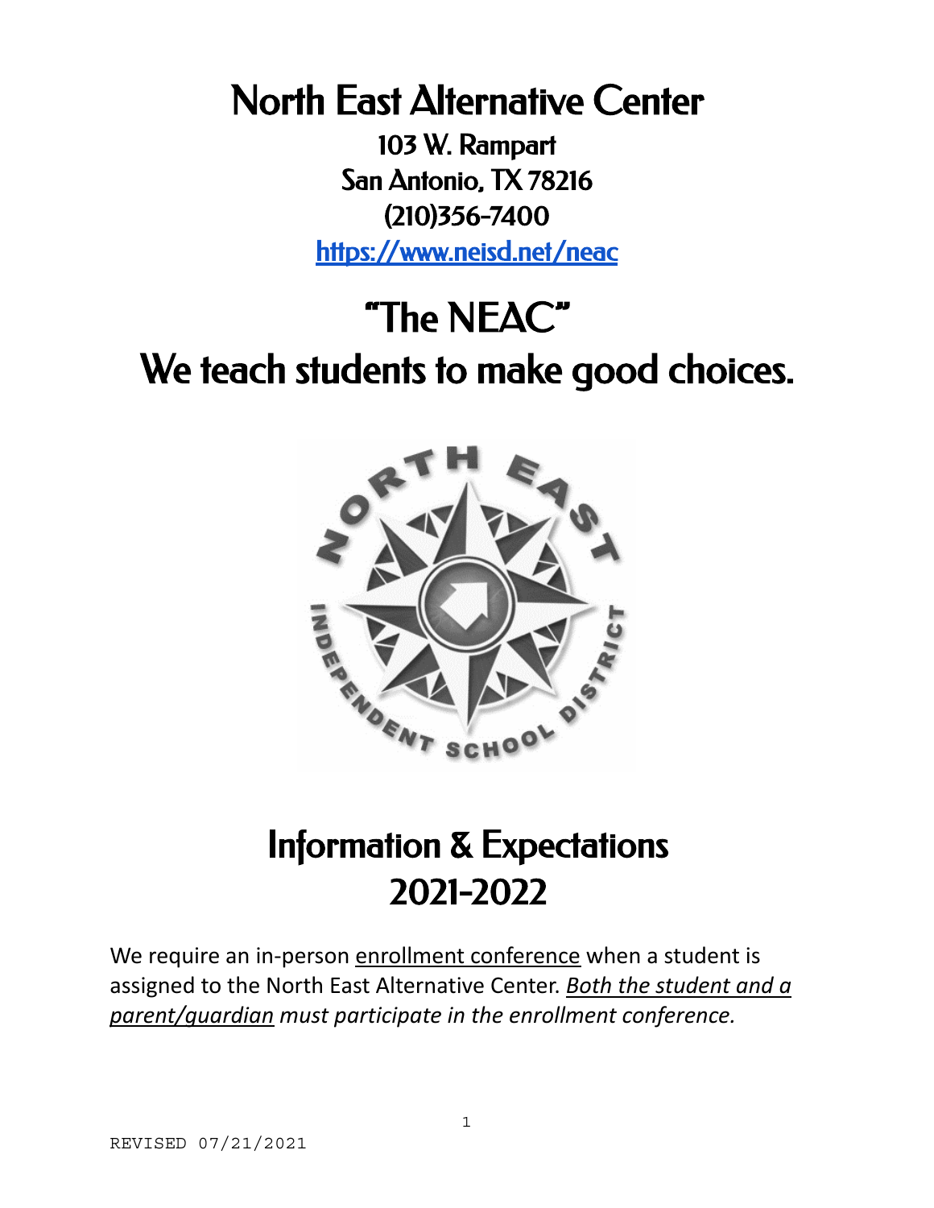# North East Alternative Center

103 W. Rampart
San Antonio, TX 78216
(210)356-7400
[https://www.neisd.net/neac](https://www.neisd.net/neac)

# "The NEAC"

# We teach students to make good choices.

## Information & Expectations 2021-2022

We require an in-person enrollment conference when a student is assigned to the North East Alternative Center. *Both the student and a parent/guardian must participate in the enrollment conference.*

REVISED 07/21/2021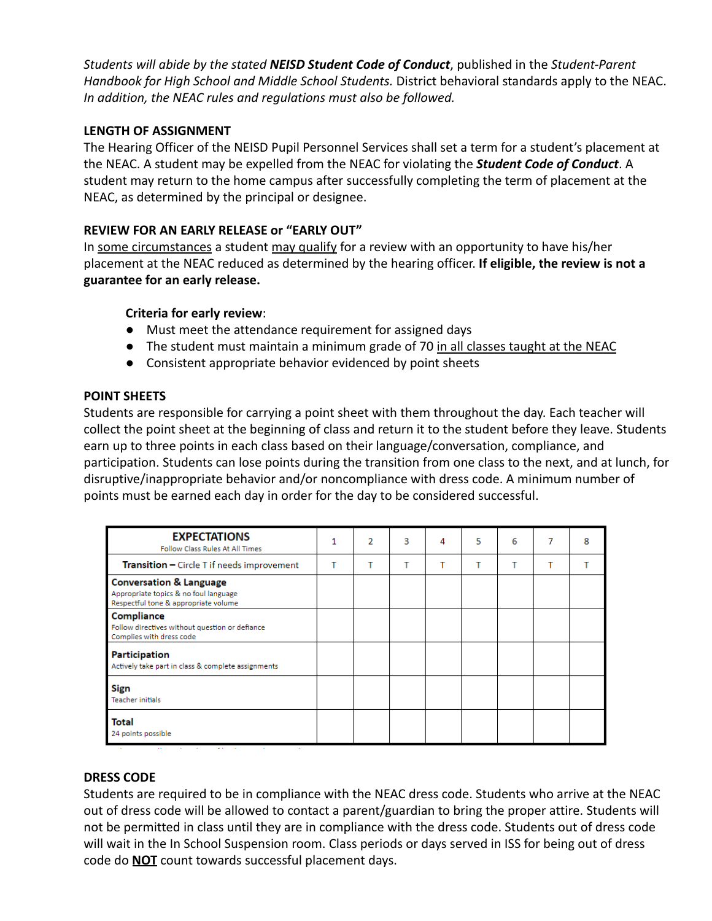*Students will abide by the stated **NEISD Student Code of Conduct**, published in the Student-Parent Handbook for High School and Middle School Students.* District behavioral standards apply to the NEAC. *In addition, the NEAC rules and regulations must also be followed.*

**LENGTH OF ASSIGNMENT**

The Hearing Officer of the NEISD Pupil Personnel Services shall set a term for a student's placement at the NEAC. A student may be expelled from the NEAC for violating the ***Student Code of Conduct***. A student may return to the home campus after successfully completing the term of placement at the NEAC, as determined by the principal or designee.

**REVIEW FOR AN EARLY RELEASE or "EARLY OUT"**

In some circumstances a student may qualify for a review with an opportunity to have his/her placement at the NEAC reduced as determined by the hearing officer. **If eligible, the review is not a guarantee for an early release.**

**Criteria for early review**:

- Must meet the attendance requirement for assigned days
- The student must maintain a minimum grade of 70 in all classes taught at the NEAC
- Consistent appropriate behavior evidenced by point sheets

**POINT SHEETS**

Students are responsible for carrying a point sheet with them throughout the day. Each teacher will collect the point sheet at the beginning of class and return it to the student before they leave. Students earn up to three points in each class based on their language/conversation, compliance, and participation. Students can lose points during the transition from one class to the next, and at lunch, for disruptive/inappropriate behavior and/or noncompliance with dress code. A minimum number of points must be earned each day in order for the day to be considered successful.

| **EXPECTATIONS** Follow Class Rules At All Times | 1 | 2 | 3 | 4 | 5 | 6 | 7 | 8 |
|---|---|---|---|---|---|---|---|---|
| **Transition** – Circle T if needs improvement | T | T | T | T | T | T | T | T |
| **Conversation & Language** Appropriate topics & no foul language Respectful tone & appropriate volume | | | | | | | | |
| **Compliance** Follow directives without question or defiance Complies with dress code | | | | | | | | |
| **Participation** Actively take part in class & complete assignments | | | | | | | | |
| **Sign** Teacher initials | | | | | | | | |
| **Total** 24 points possible | | | | | | | | |

**DRESS CODE**

Students are required to be in compliance with the NEAC dress code. Students who arrive at the NEAC out of dress code will be allowed to contact a parent/guardian to bring the proper attire. Students will not be permitted in class until they are in compliance with the dress code. Students out of dress code will wait in the In School Suspension room. Class periods or days served in ISS for being out of dress code do **NOT** count towards successful placement days.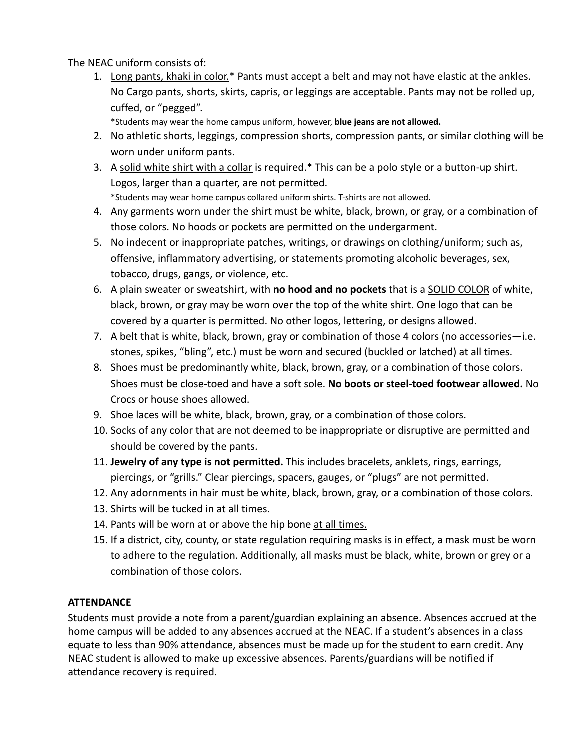The NEAC uniform consists of:

1. Long pants, khaki in color.* Pants must accept a belt and may not have elastic at the ankles. No Cargo pants, shorts, skirts, capris, or leggings are acceptable. Pants may not be rolled up, cuffed, or "pegged".
   *Students may wear the home campus uniform, however, **blue jeans are not allowed.**
2. No athletic shorts, leggings, compression shorts, compression pants, or similar clothing will be worn under uniform pants.
3. A solid white shirt with a collar is required.* This can be a polo style or a button-up shirt. Logos, larger than a quarter, are not permitted.
   *Students may wear home campus collared uniform shirts. T-shirts are not allowed.
4. Any garments worn under the shirt must be white, black, brown, or gray, or a combination of those colors. No hoods or pockets are permitted on the undergarment.
5. No indecent or inappropriate patches, writings, or drawings on clothing/uniform; such as, offensive, inflammatory advertising, or statements promoting alcoholic beverages, sex, tobacco, drugs, gangs, or violence, etc.
6. A plain sweater or sweatshirt, with **no hood and no pockets** that is a SOLID COLOR of white, black, brown, or gray may be worn over the top of the white shirt. One logo that can be covered by a quarter is permitted. No other logos, lettering, or designs allowed.
7. A belt that is white, black, brown, gray or combination of those 4 colors (no accessories—i.e. stones, spikes, "bling", etc.) must be worn and secured (buckled or latched) at all times.
8. Shoes must be predominantly white, black, brown, gray, or a combination of those colors. Shoes must be close-toed and have a soft sole. **No boots or steel-toed footwear allowed.** No Crocs or house shoes allowed.
9. Shoe laces will be white, black, brown, gray, or a combination of those colors.
10. Socks of any color that are not deemed to be inappropriate or disruptive are permitted and should be covered by the pants.
11. **Jewelry of any type is not permitted.** This includes bracelets, anklets, rings, earrings, piercings, or "grills." Clear piercings, spacers, gauges, or "plugs" are not permitted.
12. Any adornments in hair must be white, black, brown, gray, or a combination of those colors.
13. Shirts will be tucked in at all times.
14. Pants will be worn at or above the hip bone at all times.
15. If a district, city, county, or state regulation requiring masks is in effect, a mask must be worn to adhere to the regulation. Additionally, all masks must be black, white, brown or grey or a combination of those colors.

**ATTENDANCE**

Students must provide a note from a parent/guardian explaining an absence. Absences accrued at the home campus will be added to any absences accrued at the NEAC. If a student's absences in a class equate to less than 90% attendance, absences must be made up for the student to earn credit. Any NEAC student is allowed to make up excessive absences. Parents/guardians will be notified if attendance recovery is required.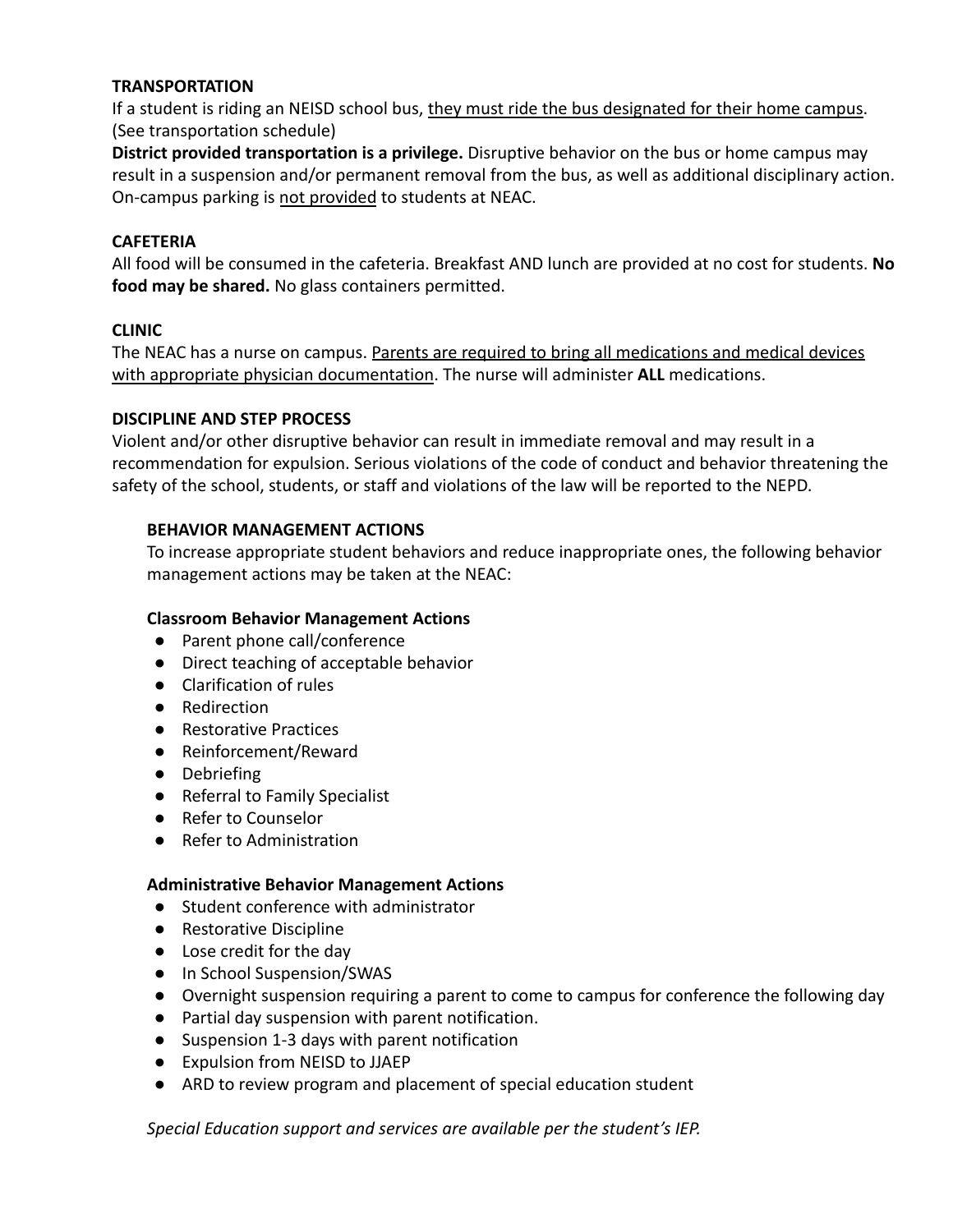**TRANSPORTATION**

If a student is riding an NEISD school bus, <u>they must ride the bus designated for their home campus</u>. (See transportation schedule)

**District provided transportation is a privilege.** Disruptive behavior on the bus or home campus may result in a suspension and/or permanent removal from the bus, as well as additional disciplinary action. On-campus parking is <u>not provided</u> to students at NEAC.

**CAFETERIA**

All food will be consumed in the cafeteria. Breakfast AND lunch are provided at no cost for students. **No food may be shared.** No glass containers permitted.

**CLINIC**

The NEAC has a nurse on campus. <u>Parents are required to bring all medications and medical devices with appropriate physician documentation</u>. The nurse will administer **ALL** medications.

**DISCIPLINE AND STEP PROCESS**

Violent and/or other disruptive behavior can result in immediate removal and may result in a recommendation for expulsion. Serious violations of the code of conduct and behavior threatening the safety of the school, students, or staff and violations of the law will be reported to the NEPD.

**BEHAVIOR MANAGEMENT ACTIONS**

To increase appropriate student behaviors and reduce inappropriate ones, the following behavior management actions may be taken at the NEAC:

**Classroom Behavior Management Actions**

- Parent phone call/conference
- Direct teaching of acceptable behavior
- Clarification of rules
- Redirection
- Restorative Practices
- Reinforcement/Reward
- Debriefing
- Referral to Family Specialist
- Refer to Counselor
- Refer to Administration

**Administrative Behavior Management Actions**

- Student conference with administrator
- Restorative Discipline
- Lose credit for the day
- In School Suspension/SWAS
- Overnight suspension requiring a parent to come to campus for conference the following day
- Partial day suspension with parent notification.
- Suspension 1-3 days with parent notification
- Expulsion from NEISD to JJAEP
- ARD to review program and placement of special education student

*Special Education support and services are available per the student's IEP.*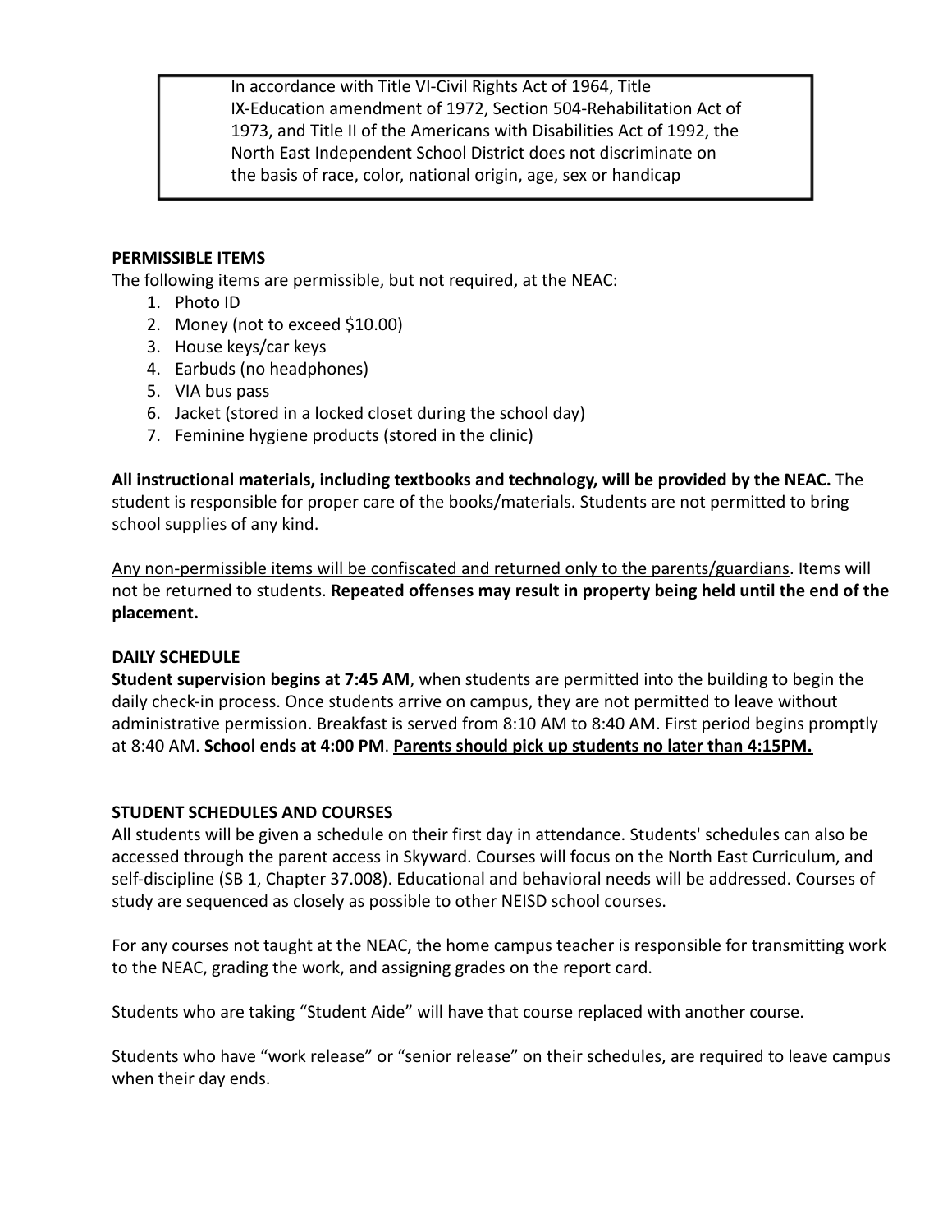> In accordance with Title VI-Civil Rights Act of 1964, Title IX-Education amendment of 1972, Section 504-Rehabilitation Act of 1973, and Title II of the Americans with Disabilities Act of 1992, the North East Independent School District does not discriminate on the basis of race, color, national origin, age, sex or handicap

**PERMISSIBLE ITEMS**

The following items are permissible, but not required, at the NEAC:

1. Photo ID
2. Money (not to exceed $10.00)
3. House keys/car keys
4. Earbuds (no headphones)
5. VIA bus pass
6. Jacket (stored in a locked closet during the school day)
7. Feminine hygiene products (stored in the clinic)

**All instructional materials, including textbooks and technology, will be provided by the NEAC.** The student is responsible for proper care of the books/materials. Students are not permitted to bring school supplies of any kind.

<u>Any non-permissible items will be confiscated and returned only to the parents/guardians</u>. Items will not be returned to students. **Repeated offenses may result in property being held until the end of the placement.**

**DAILY SCHEDULE**

**Student supervision begins at 7:45 AM**, when students are permitted into the building to begin the daily check-in process. Once students arrive on campus, they are not permitted to leave without administrative permission. Breakfast is served from 8:10 AM to 8:40 AM. First period begins promptly at 8:40 AM. **School ends at 4:00 PM**. **<u>Parents should pick up students no later than 4:15PM.</u>**

**STUDENT SCHEDULES AND COURSES**

All students will be given a schedule on their first day in attendance. Students' schedules can also be accessed through the parent access in Skyward. Courses will focus on the North East Curriculum, and self-discipline (SB 1, Chapter 37.008). Educational and behavioral needs will be addressed. Courses of study are sequenced as closely as possible to other NEISD school courses.

For any courses not taught at the NEAC, the home campus teacher is responsible for transmitting work to the NEAC, grading the work, and assigning grades on the report card.

Students who are taking "Student Aide" will have that course replaced with another course.

Students who have "work release" or "senior release" on their schedules, are required to leave campus when their day ends.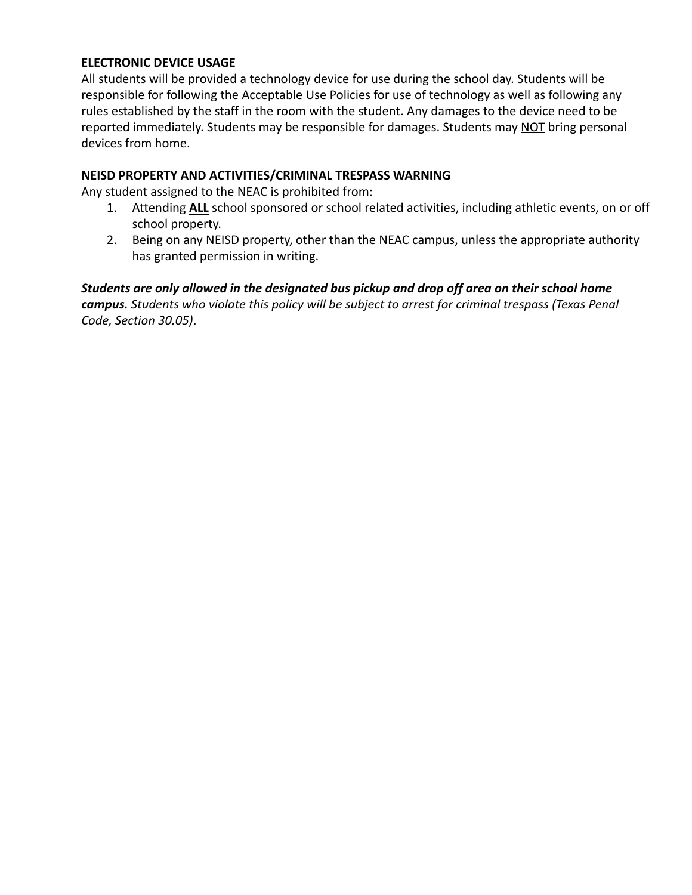**ELECTRONIC DEVICE USAGE**

All students will be provided a technology device for use during the school day. Students will be responsible for following the Acceptable Use Policies for use of technology as well as following any rules established by the staff in the room with the student. Any damages to the device need to be reported immediately. Students may be responsible for damages. Students may <u>NOT</u> bring personal devices from home.

**NEISD PROPERTY AND ACTIVITIES/CRIMINAL TRESPASS WARNING**

Any student assigned to the NEAC is <u>prohibited</u> from:

1. Attending **<u>ALL</u>** school sponsored or school related activities, including athletic events, on or off school property.
2. Being on any NEISD property, other than the NEAC campus, unless the appropriate authority has granted permission in writing.

***Students are only allowed in the designated bus pickup and drop off area on their school home campus.*** *Students who violate this policy will be subject to arrest for criminal trespass (Texas Penal Code, Section 30.05)*.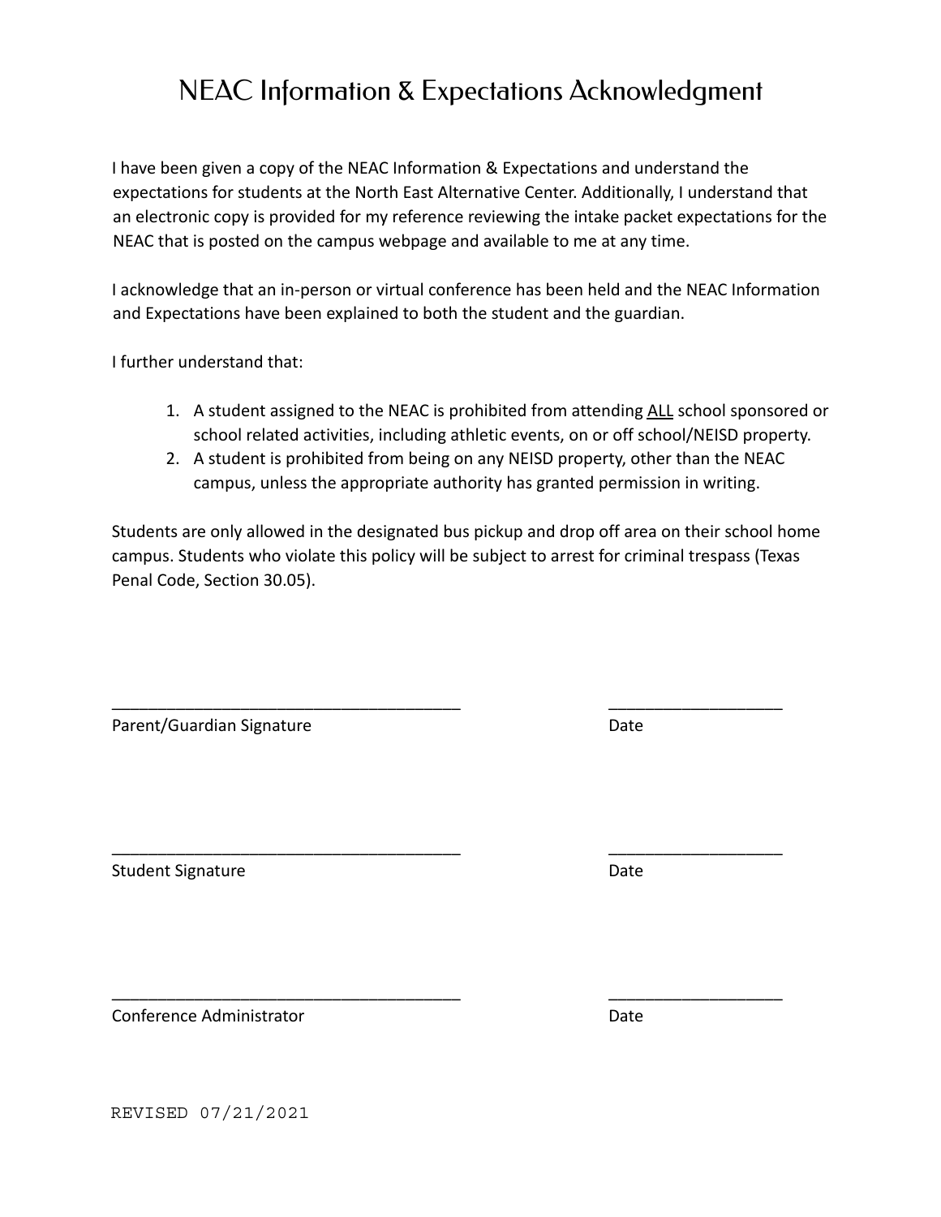# NEAC Information & Expectations Acknowledgment

I have been given a copy of the NEAC Information & Expectations and understand the expectations for students at the North East Alternative Center. Additionally, I understand that an electronic copy is provided for my reference reviewing the intake packet expectations for the NEAC that is posted on the campus webpage and available to me at any time.

I acknowledge that an in-person or virtual conference has been held and the NEAC Information and Expectations have been explained to both the student and the guardian.

I further understand that:

1. A student assigned to the NEAC is prohibited from attending <u>ALL</u> school sponsored or school related activities, including athletic events, on or off school/NEISD property.
2. A student is prohibited from being on any NEISD property, other than the NEAC campus, unless the appropriate authority has granted permission in writing.

Students are only allowed in the designated bus pickup and drop off area on their school home campus. Students who violate this policy will be subject to arrest for criminal trespass (Texas Penal Code, Section 30.05).

\_\_\_\_\_\_\_\_\_\_\_\_\_\_\_\_\_\_\_\_\_\_\_\_\_\_\_\_\_\_\_\_\_\_\_\_\_\_ \_\_\_\_\_\_\_\_\_\_\_\_\_\_\_\_\_\_\_\_

Parent/Guardian Signature Date

\_\_\_\_\_\_\_\_\_\_\_\_\_\_\_\_\_\_\_\_\_\_\_\_\_\_\_\_\_\_\_\_\_\_\_\_\_\_ \_\_\_\_\_\_\_\_\_\_\_\_\_\_\_\_\_\_\_\_

Student Signature Date

\_\_\_\_\_\_\_\_\_\_\_\_\_\_\_\_\_\_\_\_\_\_\_\_\_\_\_\_\_\_\_\_\_\_\_\_\_\_ \_\_\_\_\_\_\_\_\_\_\_\_\_\_\_\_\_\_\_\_

Conference Administrator Date

REVISED 07/21/2021